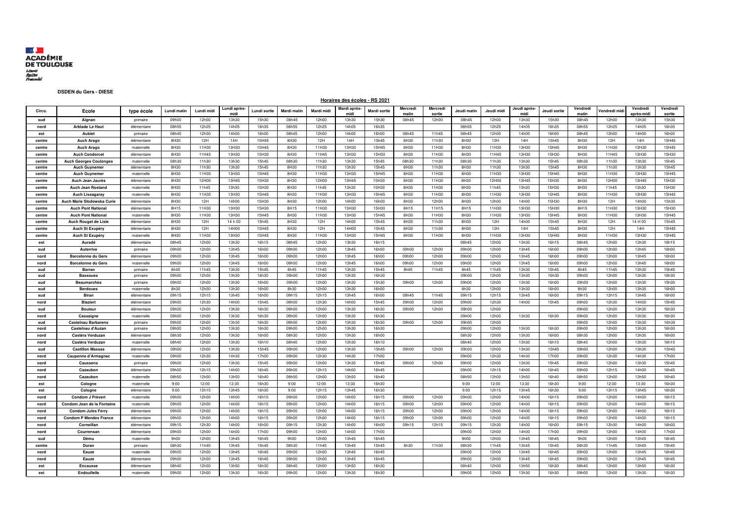ACADÉMIE DE TOULOUSE

Liberté
Égalité
Fraternité

**DSDEN du Gers - DIESE**

**Horaires des écoles - RS 2021**

| Circo. | Ecole | type école | Lundi matin | Lundi midi | Lundi après-midi | Lundi sortie | Mardi matin | Mardi midi | Mardi après-midi | Mardi sortie | Mercredi matin | Mercredi sortie | Jeudi matin | Jeudi midi | Jeudi après-midi | Jeudi sortie | Vendredi matin | Vendredi midi | Vendredi après-midi | Vendredi sortie |
|---|---|---|---|---|---|---|---|---|---|---|---|---|---|---|---|---|---|---|---|---|
| sud | Aignan | primaire | 09h00 | 12h00 | 13h30 | 15h30 | 08h45 | 12h00 | 13h30 | 15h30 | 08h45 | 12h00 | 08h45 | 12h00 | 13h30 | 15h30 | 08h45 | 12h00 | 13h30 | 15h30 |
| nord | Arblade Le Haut | élémentaire | 08h55 | 12h25 | 14h05 | 16h35 | 08h55 | 12h25 | 14h05 | 16h35 | | | 08h55 | 12h25 | 14h05 | 16h35 | 08h55 | 12h25 | 14h05 | 16h35 |
| est | Aubiet | primaire | 08h45 | 12h00 | 14h00 | 16h00 | 08h45 | 12h00 | 14h00 | 16h00 | 08h45 | 11h45 | 08h45 | 12h00 | 14h00 | 16h00 | 08h45 | 12h00 | 14h00 | 16h00 |
| centre | Auch Arago | élémentaire | 8H30 | 12H | 14H | 15H45 | 8H30 | 12H | 14H | 15H45 | 8H30 | 11h30 | 8H30 | 12H | 14H | 15H45 | 8H30 | 12H | 14H | 15H45 |
| centre | Auch Arago | maternelle | 8H30 | 11H30 | 13H30 | 15H45 | 8H30 | 11H30 | 13H30 | 15H45 | 8H30 | 11H30 | 8H30 | 11H30 | 13H30 | 15H45 | 8H30 | 11H30 | 13H30 | 15H45 |
| centre | Auch Condorcet | élémentaire | 8H30 | 11H45 | 13H30 | 15H30 | 8H30 | 11H45 | 13H30 | 15H30 | 8H30 | 11H30 | 8H30 | 11H45 | 13H30 | 15H30 | 8H30 | 11H45 | 13H30 | 15H30 |
| centre | Auch Georges Coulonges | maternelle | 08h30 | 11h30 | 13h30 | 15h45 | 08h30 | 11h30 | 13h30 | 15h45 | 08h30 | 11h30 | 08h30 | 11h30 | 13h30 | 15h45 | 08h30 | 11h30 | 13h30 | 15h45 |
| centre | Auch Guynemer | élémentaire | 8H30 | 11h30 | 13h30 | 15h45 | 8H30 | 11h30 | 13h30 | 15h45 | 8H30 | 11h30 | 8H30 | 11h30 | 13h30 | 15h45 | 8H30 | 11h30 | 13h30 | 15h45 |
| centre | Auch Guynemer | maternelle | 8H30 | 11H30 | 13H30 | 15H45 | 8H30 | 11H30 | 13H30 | 15H45 | 8H30 | 11H30 | 8H30 | 11H30 | 13H30 | 15H45 | 8H30 | 11H30 | 13H30 | 15H45 |
| centre | Auch Jean Jaurès | élémentaire | 8H30 | 12H00 | 13H45 | 15H30 | 8H30 | 12H00 | 13H45 | 15H30 | 8H30 | 11H30 | 8H30 | 12H00 | 13H45 | 15H30 | 8H30 | 12H00 | 13H45 | 15H30 |
| centre | Auch Jean Rostand | maternelle | 8H30 | 11h45 | 13h30 | 15H30 | 8H30 | 11h45 | 13h30 | 15H30 | 8H30 | 11H30 | 8H30 | 11h45 | 13h30 | 15H30 | 8H30 | 11h45 | 13h30 | 15H30 |
| centre | Auch Lissagaray | maternelle | 8H30 | 11H30 | 13H30 | 15H45 | 8H30 | 11H30 | 13H30 | 15H45 | 8H30 | 11H30 | 8H30 | 11H30 | 13H30 | 15H45 | 8H30 | 11H30 | 13H30 | 15H45 |
| centre | Auch Marie Slodowska Curie | élémentaire | 8H30 | 12H | 14h00 | 15H30 | 8H30 | 12h00 | 14h00 | 16h00 | 8H30 | 12h00 | 8H30 | 12h00 | 14h00 | 15H30 | 8H30 | 12H | 14h00 | 15h30 |
| centre | Auch Pont National | élémentaire | 8H15 | 11H30 | 13H30 | 15H30 | 8H15 | 11H30 | 13H30 | 15H30 | 8H15 | 11H15 | 8H15 | 11H30 | 13H30 | 15H30 | 8H15 | 11H30 | 13H30 | 15H30 |
| centre | Auch Pont National | maternelle | 8H30 | 11H30 | 13H30 | 15H45 | 8H30 | 11H30 | 13H30 | 15H45 | 8H30 | 11H30 | 8H30 | 11H30 | 13H30 | 15H45 | 8H30 | 11H30 | 13H30 | 15H45 |
| centre | Auch Rouget de Lisle | élémentaire | 8H30 | 12H | 14 h 00 | 15H45 | 8H30 | 12H | 14H00 | 15H45 | 8H30 | 11h30 | 8H30 | 12H | 14H00 | 15H45 | 8H30 | 12H | 14 H 00 | 15H45 |
| centre | Auch St Exupéry | élémentaire | 8H30 | 12H | 14H00 | 15H45 | 8H30 | 12H | 14H00 | 15H45 | 8H30 | 11h30 | 8H30 | 12H | 14H | 15H45 | 8H30 | 12H | 14H | 15H45 |
| centre | Auch St Exupéry | maternelle | 8H30 | 11H30 | 13H30 | 15H45 | 8H30 | 11H30 | 13H30 | 15H45 | 8H30 | 11H30 | 8H30 | 11H30 | 13H30 | 15H45 | 8H30 | 11H30 | 13H30 | 15H45 |
| est | Auradé | élémentaire | 08h45 | 12h00 | 13h30 | 16h15 | 08h45 | 12h00 | 13h30 | 16h15 | | | 08h45 | 12h00 | 13h30 | 16h15 | 08h45 | 12h00 | 13h30 | 16h15 |
| sud | Auterrive | primaire | 09h00 | 12h00 | 13h45 | 16h00 | 09h00 | 12h00 | 13h45 | 16h00 | 09h00 | 12h00 | 09h00 | 12h00 | 13h45 | 16h00 | 09h00 | 12h00 | 13h45 | 16h00 |
| nord | Barcelonne du Gers | élémentaire | 09h00 | 12h00 | 13h45 | 16h00 | 09h00 | 12h00 | 13h45 | 16h00 | 09h00 | 12h00 | 09h00 | 12h00 | 13h45 | 16h00 | 09h00 | 12h00 | 13h45 | 16h00 |
| nord | Barcelonne du Gers | maternelle | 09h00 | 12h00 | 13h45 | 16h00 | 09h00 | 12h00 | 13h45 | 16h00 | 09h00 | 12h00 | 09h00 | 12h00 | 13h45 | 16h00 | 09h00 | 12h00 | 13h45 | 16h00 |
| sud | Barran | primaire | 8h45 | 11h45 | 13h30 | 15h45 | 8h45 | 11h45 | 13h30 | 15h45 | 8h45 | 11h45 | 8h45 | 11h45 | 13h30 | 15h45 | 8h45 | 11h45 | 13h30 | 15h45 |
| sud | Bassoues | primaire | 09h00 | 12h00 | 13h30 | 16h30 | 09h00 | 12h00 | 13h30 | 16h30 | | | 09h00 | 12h00 | 13h30 | 16h30 | 09h00 | 12h00 | 13h30 | 16h30 |
| sud | Beaumarchès | primaire | 09h00 | 12h00 | 13h30 | 16h00 | 09h00 | 12h00 | 13h30 | 15h30 | 09h00 | 12h00 | 09h00 | 12h00 | 13h30 | 16h00 | 09h00 | 12h00 | 13h30 | 15h30 |
| sud | Berdoues | maternelle | 8h30 | 12h00 | 13h30 | 16h00 | 8h30 | 12h00 | 13h30 | 16h00 | | | 8h30 | 12h00 | 13h30 | 16h00 | 8h30 | 12h00 | 13h30 | 16h00 |
| sud | Biran | élémentaire | 09h15 | 12h15 | 13h45 | 16h00 | 09h15 | 12h15 | 13h45 | 16h00 | 08h45 | 11h45 | 09h15 | 12h15 | 13h45 | 16h00 | 09h15 | 12h15 | 13h45 | 16h00 |
| nord | Blaziert | élémentaire | 09h00 | 12h30 | 14h00 | 15h45 | 09h00 | 12h30 | 14h00 | 15h45 | 09h00 | 12h00 | 09h00 | 12h30 | 14h00 | 15h45 | 09h00 | 12h30 | 14h00 | 15h45 |
| sud | Boulaur | élémentaire | 09h00 | 12h00 | 13h30 | 16h30 | 09h00 | 12h00 | 13h30 | 16h30 | 09h00 | 12h00 | 09h00 | 12h00 | | | 09h00 | 12h00 | 13h30 | 16h30 |
| nord | Cassaigne | maternelle | 09h00 | 12h00 | 13h30 | 16h30 | 09h00 | 12h00 | 13h30 | 16h30 | | | 09h00 | 12h00 | 13h30 | 16h30 | 09h00 | 12h00 | 13h30 | 16h30 |
| sud | Castelnau Barbarens | primaire | 09h00 | 12h00 | 13h30 | 16h30 | 09h00 | 12h00 | 13h30 | 16h30 | 09h00 | 12h00 | 09h00 | 12h00 | | | 09h00 | 12h00 | 13h30 | 16h30 |
| nord | Castelnau d'Auzan | primaire | 09h00 | 12h00 | 13h30 | 16h30 | 09h00 | 12h00 | 13h30 | 16h30 | | | 09h00 | 12h00 | 13h30 | 16h30 | 09h00 | 12h00 | 13h30 | 16h30 |
| nord | Castéra Verduzan | élémentaire | 08h30 | 12h00 | 13h30 | 16h00 | 08h30 | 12h00 | 13h30 | 16h00 | | | 08h30 | 12h00 | 13h30 | 16h00 | 08h30 | 12h00 | 13h30 | 16h00 |
| nord | Castéra Verduzan | maternelle | 08h40 | 12h00 | 13h30 | 16h10 | 08h40 | 12h00 | 13h30 | 16h10 | | | 08h40 | 12h00 | 13h30 | 16h10 | 08h40 | 12h00 | 13h30 | 16h10 |
| sud | Castillon Massas | élémentaire | 09h00 | 12h00 | 13h30 | 15h45 | 09h00 | 12h00 | 13h30 | 15h45 | 09h00 | 12h00 | 09h00 | 12h00 | 13h30 | 15h45 | 09h00 | 12h00 | 13h30 | 15h45 |
| nord | Caupenne d'Armagnac | maternelle | 09h00 | 12h30 | 14h30 | 17h00 | 09h00 | 12h30 | 14h30 | 17h00 | | | 09h00 | 12h30 | 14h30 | 17h00 | 09h00 | 12h30 | 14h30 | 17h00 |
| nord | Caussens | primaire | 09h00 | 12h00 | 13h30 | 15h45 | 09h00 | 12h00 | 13h30 | 15h45 | 09h00 | 12h00 | 09h00 | 12h00 | 13h30 | 15h45 | 09h00 | 12h00 | 13h30 | 15h45 |
| nord | Cazaubon | élémentaire | 09h00 | 12h15 | 14h00 | 16h45 | 09h00 | 12h15 | 14h00 | 16h45 | | | 09h00 | 12h15 | 14h00 | 16h45 | 09h00 | 12h15 | 14h00 | 16h45 |
| nord | Cazaubon | maternelle | 08h50 | 12h00 | 13h50 | 16h40 | 08h50 | 12h00 | 13h50 | 16h40 | | | 08h50 | 12h00 | 13h50 | 16h40 | 08h50 | 12h00 | 13h50 | 16h40 |
| est | Cologne | maternelle | 9:00 | 12:00 | 13:30 | 16h30 | 9:00 | 12:00 | 13:30 | 16h30 | | | 9:00 | 12:00 | 13:30 | 16h30 | 9:00 | 12:00 | 13:30 | 16h30 |
| est | Cologne | élémentaire | 9:00 | 12h15 | 13h45 | 16h30 | 9:00 | 12h15 | 13h45 | 16h30 | | | 9:00 | 12h15 | 13h45 | 16h30 | 9:00 | 12h15 | 13h45 | 16h30 |
| nord | Condom J Prévert | maternelle | 09h00 | 12h00 | 14h00 | 16h15 | 09h00 | 12h00 | 14h00 | 16h15 | 09h00 | 12h00 | 09h00 | 12h00 | 14h00 | 16h15 | 09h00 | 12h00 | 14h00 | 16h15 |
| nord | Condom Jean de la Fontaine | maternelle | 09h00 | 12h00 | 14h00 | 16h15 | 09h00 | 12h00 | 14h00 | 16h15 | 09h00 | 12h00 | 09h00 | 12h00 | 14h00 | 16h15 | 09h00 | 12h00 | 14h00 | 16h15 |
| nord | Condom Jules Ferry | élémentaire | 09h00 | 12h00 | 14h00 | 16h15 | 09h00 | 12h00 | 14h00 | 16h15 | 09h00 | 12h00 | 09h00 | 12h00 | 14h00 | 16h15 | 09h00 | 12h00 | 14h00 | 16h15 |
| nord | Condom P Mendes France | élémentaire | 09h00 | 12h00 | 14h00 | 16h15 | 09h00 | 12h00 | 14h00 | 16h15 | 09h00 | 12h00 | 09h00 | 12h00 | 14h00 | 16h15 | 09h00 | 12h00 | 14h00 | 16h15 |
| nord | Corneillan | élémentaire | 09h15 | 12h30 | 14h00 | 16h00 | 09h15 | 12h30 | 14h00 | 16h00 | 09h15 | 12h15 | 09h15 | 12h30 | 14h00 | 16h00 | 09h15 | 12h30 | 14h00 | 16h00 |
| nord | Courrensan | élémentaire | 09h00 | 12h00 | 14h00 | 17h00 | 09h00 | 12h00 | 14h00 | 17h00 | | | 09h00 | 12h00 | 14h00 | 17h00 | 09h00 | 12h00 | 14h00 | 17h00 |
| sud | Dému | maternelle | 9h00 | 12h00 | 13h45 | 16h45 | 9h00 | 12h00 | 13h45 | 16h45 | | | 9h00 | 12h00 | 13h45 | 16h45 | 9h00 | 12h00 | 13h45 | 16h45 |
| centre | Duran | primaire | 08h30 | 11h45 | 13h45 | 15h45 | 08h30 | 11h45 | 13h45 | 15h45 | 8h30 | 11h30 | 08h30 | 11h45 | 13h45 | 15h45 | 08h30 | 11h45 | 13h45 | 15h45 |
| nord | Eauze | maternelle | 09h00 | 12h00 | 13h45 | 16h45 | 09h00 | 12h00 | 13h45 | 16h45 | | | 09h00 | 12h00 | 13h45 | 16h45 | 09h00 | 12h00 | 13h45 | 16h45 |
| nord | Eauze | élémentaire | 09h00 | 12h00 | 13h45 | 16h45 | 09h00 | 12h00 | 13h45 | 16h45 | | | 09h00 | 12h00 | 13h45 | 16h45 | 09h00 | 12h00 | 13h45 | 16h45 |
| est | Encausse | élémentaire | 08h40 | 12h00 | 13h50 | 16h30 | 08h40 | 12h00 | 13h50 | 16h30 | | | 08h40 | 12h00 | 13h50 | 16h30 | 08h40 | 12h00 | 13h50 | 16h30 |
| est | Endoufielle | maternelle | 09h00 | 12h00 | 13h30 | 16h30 | 09h00 | 12h00 | 13h30 | 16h30 | | | 09h00 | 12h00 | 13h30 | 16h30 | 09h00 | 12h00 | 13h30 | 16h30 |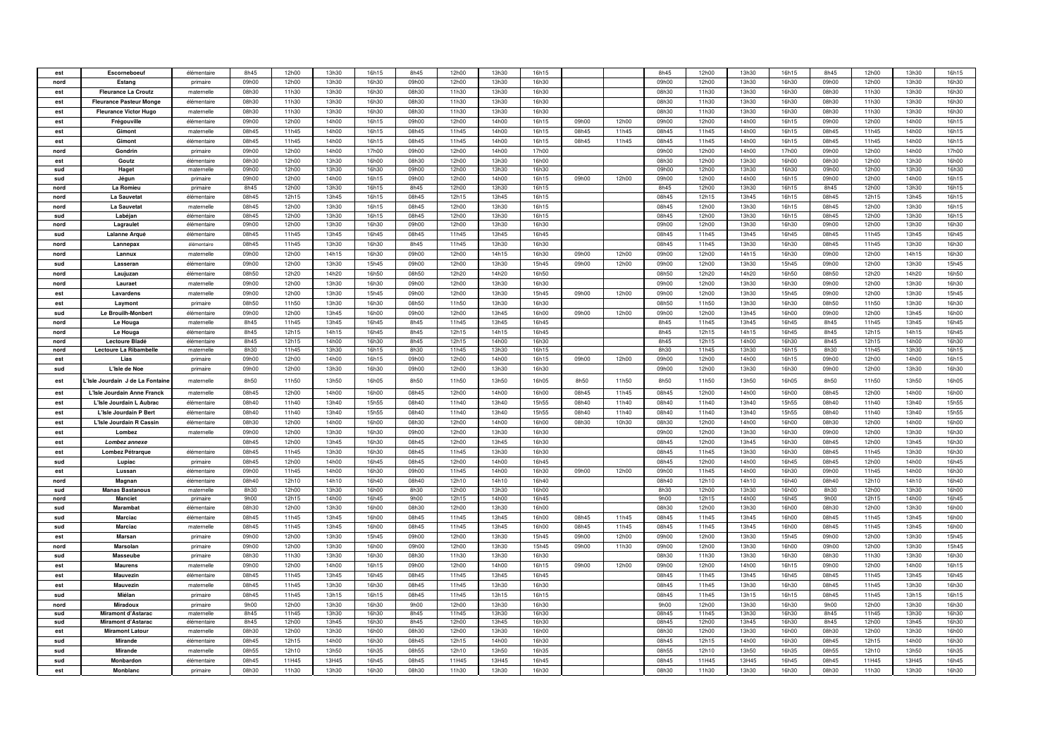| | | | | | | | | | | | | | | | | | | | | |
|---|---|---|---|---|---|---|---|---|---|---|---|---|---|---|---|---|---|---|---|---|
| est | Escorneboeuf | élémentaire | 8h45 | 12h00 | 13h30 | 16h15 | 8h45 | 12h00 | 13h30 | 16h15 | | | 8h45 | 12h00 | 13h30 | 16h15 | 8h45 | 12h00 | 13h30 | 16h15 |
| nord | Estang | primaire | 09h00 | 12h00 | 13h30 | 16h30 | 09h00 | 12h00 | 13h30 | 16h30 | | | 09h00 | 12h00 | 13h30 | 16h30 | 09h00 | 12h00 | 13h30 | 16h30 |
| est | Fleurance La Croutz | maternelle | 08h30 | 11h30 | 13h30 | 16h30 | 08h30 | 11h30 | 13h30 | 16h30 | | | 08h30 | 11h30 | 13h30 | 16h30 | 08h30 | 11h30 | 13h30 | 16h30 |
| est | Fleurance Pasteur Monge | élémentaire | 08h30 | 11h30 | 13h30 | 16h30 | 08h30 | 11h30 | 13h30 | 16h30 | | | 08h30 | 11h30 | 13h30 | 16h30 | 08h30 | 11h30 | 13h30 | 16h30 |
| est | Fleurance Victor Hugo | maternelle | 08h30 | 11h30 | 13h30 | 16h30 | 08h30 | 11h30 | 13h30 | 16h30 | | | 08h30 | 11h30 | 13h30 | 16h30 | 08h30 | 11h30 | 13h30 | 16h30 |
| est | Frégouville | élémentaire | 09h00 | 12h00 | 14h00 | 16h15 | 09h00 | 12h00 | 14h00 | 16h15 | 09h00 | 12h00 | 09h00 | 12h00 | 14h00 | 16h15 | 09h00 | 12h00 | 14h00 | 16h15 |
| est | Gimont | maternelle | 08h45 | 11h45 | 14h00 | 16h15 | 08h45 | 11h45 | 14h00 | 16h15 | 08h45 | 11h45 | 08h45 | 11h45 | 14h00 | 16h15 | 08h45 | 11h45 | 14h00 | 16h15 |
| est | Gimont | élémentaire | 08h45 | 11h45 | 14h00 | 16h15 | 08h45 | 11h45 | 14h00 | 16h15 | 08h45 | 11h45 | 08h45 | 11h45 | 14h00 | 16h15 | 08h45 | 11h45 | 14h00 | 16h15 |
| nord | Gondrin | primaire | 09h00 | 12h00 | 14h00 | 17h00 | 09h00 | 12h00 | 14h00 | 17h00 | | | 09h00 | 12h00 | 14h00 | 17h00 | 09h00 | 12h00 | 14h00 | 17h00 |
| est | Goutz | élémentaire | 08h30 | 12h00 | 13h30 | 16h00 | 08h30 | 12h00 | 13h30 | 16h00 | | | 08h30 | 12h00 | 13h30 | 16h00 | 08h30 | 12h00 | 13h30 | 16h00 |
| sud | Haget | maternelle | 09h00 | 12h00 | 13h30 | 16h30 | 09h00 | 12h00 | 13h30 | 16h30 | | | 09h00 | 12h00 | 13h30 | 16h30 | 09h00 | 12h00 | 13h30 | 16h30 |
| sud | Jégun | primaire | 09h00 | 12h00 | 14h00 | 16h15 | 09h00 | 12h00 | 14h00 | 16h15 | 09h00 | 12h00 | 09h00 | 12h00 | 14h00 | 16h15 | 09h00 | 12h00 | 14h00 | 16h15 |
| nord | La Romieu | primaire | 8h45 | 12h00 | 13h30 | 16h15 | 8h45 | 12h00 | 13h30 | 16h15 | | | 8h45 | 12h00 | 13h30 | 16h15 | 8h45 | 12h00 | 13h30 | 16h15 |
| nord | La Sauvetat | élémentaire | 08h45 | 12h15 | 13h45 | 16h15 | 08h45 | 12h15 | 13h45 | 16h15 | | | 08h45 | 12h15 | 13h45 | 16h15 | 08h45 | 12h15 | 13h45 | 16h15 |
| nord | La Sauvetat | maternelle | 08h45 | 12h00 | 13h30 | 16h15 | 08h45 | 12h00 | 13h30 | 16h15 | | | 08h45 | 12h00 | 13h30 | 16h15 | 08h45 | 12h00 | 13h30 | 16h15 |
| sud | Labéjan | élémentaire | 08h45 | 12h00 | 13h30 | 16h15 | 08h45 | 12h00 | 13h30 | 16h15 | | | 08h45 | 12h00 | 13h30 | 16h15 | 08h45 | 12h00 | 13h30 | 16h15 |
| nord | Lagraulet | élémentaire | 09h00 | 12h00 | 13h30 | 16h30 | 09h00 | 12h00 | 13h30 | 16h30 | | | 09h00 | 12h00 | 13h30 | 16h30 | 09h00 | 12h00 | 13h30 | 16h30 |
| sud | Lalanne Arqué | élémentaire | 08h45 | 11h45 | 13h45 | 16h45 | 08h45 | 11h45 | 13h45 | 16h45 | | | 08h45 | 11h45 | 13h45 | 16h45 | 08h45 | 11h45 | 13h45 | 16h45 |
| nord | Lannepax | élémentaire | 08h45 | 11h45 | 13h30 | 16h30 | 8h45 | 11h45 | 13h30 | 16h30 | | | 08h45 | 11h45 | 13h30 | 16h30 | 08h45 | 11h45 | 13h30 | 16h30 |
| nord | Lannux | maternelle | 09h00 | 12h00 | 14h15 | 16h30 | 09h00 | 12h00 | 14h15 | 16h30 | 09h00 | 12h00 | 09h00 | 12h00 | 14h15 | 16h30 | 09h00 | 12h00 | 14h15 | 16h30 |
| sud | Lasseran | élémentaire | 09h00 | 12h00 | 13h30 | 15h45 | 09h00 | 12h00 | 13h30 | 15h45 | 09h00 | 12h00 | 09h00 | 12h00 | 13h30 | 15h45 | 09h00 | 12h00 | 13h30 | 15h45 |
| nord | Laujuzan | élémentaire | 08h50 | 12h20 | 14h20 | 16h50 | 08h50 | 12h20 | 14h20 | 16h50 | | | 08h50 | 12h20 | 14h20 | 16h50 | 08h50 | 12h20 | 14h20 | 16h50 |
| nord | Lauraet | maternelle | 09h00 | 12h00 | 13h30 | 16h30 | 09h00 | 12h00 | 13h30 | 16h30 | | | 09h00 | 12h00 | 13h30 | 16h30 | 09h00 | 12h00 | 13h30 | 16h30 |
| est | Lavardens | maternelle | 09h00 | 12h00 | 13h30 | 15h45 | 09h00 | 12h00 | 13h30 | 15h45 | 09h00 | 12h00 | 09h00 | 12h00 | 13h30 | 15h45 | 09h00 | 12h00 | 13h30 | 15h45 |
| est | Laymont | primaire | 08h50 | 11h50 | 13h30 | 16h30 | 08h50 | 11h50 | 13h30 | 16h30 | | | 08h50 | 11h50 | 13h30 | 16h30 | 08h50 | 11h50 | 13h30 | 16h30 |
| sud | Le Brouilh-Monbert | élémentaire | 09h00 | 12h00 | 13h45 | 16h00 | 09h00 | 12h00 | 13h45 | 16h00 | 09h00 | 12h00 | 09h00 | 12h00 | 13h45 | 16h00 | 09h00 | 12h00 | 13h45 | 16h00 |
| nord | Le Houga | maternelle | 8h45 | 11h45 | 13h45 | 16h45 | 8h45 | 11h45 | 13h45 | 16h45 | | | 8h45 | 11h45 | 13h45 | 16h45 | 8h45 | 11h45 | 13h45 | 16h45 |
| nord | Le Houga | élémentaire | 8h45 | 12h15 | 14h15 | 16h45 | 8h45 | 12h15 | 14h15 | 16h45 | | | 8h45 | 12h15 | 14h15 | 16h45 | 8h45 | 12h15 | 14h15 | 16h45 |
| nord | Lectoure Bladé | élémentaire | 8h45 | 12h15 | 14h00 | 16h30 | 8h45 | 12h15 | 14h00 | 16h30 | | | 8h45 | 12h15 | 14h00 | 16h30 | 8h45 | 12h15 | 14h00 | 16h30 |
| nord | Lectoure La Ribambelle | maternelle | 8h30 | 11h45 | 13h30 | 16h15 | 8h30 | 11h45 | 13h30 | 16h15 | | | 8h30 | 11h45 | 13h30 | 16h15 | 8h30 | 11h45 | 13h30 | 16h15 |
| est | Lias | primaire | 09h00 | 12h00 | 14h00 | 16h15 | 09h00 | 12h00 | 14h00 | 16h15 | 09h00 | 12h00 | 09h00 | 12h00 | 14h00 | 16h15 | 09h00 | 12h00 | 14h00 | 16h15 |
| sud | L'Isle de Noe | primaire | 09h00 | 12h00 | 13h30 | 16h30 | 09h00 | 12h00 | 13h30 | 16h30 | | | 09h00 | 12h00 | 13h30 | 16h30 | 09h00 | 12h00 | 13h30 | 16h30 |
| est | L'Isle Jourdain J de La Fontaine | maternelle | 8h50 | 11h50 | 13h50 | 16h05 | 8h50 | 11h50 | 13h50 | 16h05 | 8h50 | 11h50 | 8h50 | 11h50 | 13h50 | 16h05 | 8h50 | 11h50 | 13h50 | 16h05 |
| est | L'Isle Jourdain Anne Franck | maternelle | 08h45 | 12h00 | 14h00 | 16h00 | 08h45 | 12h00 | 14h00 | 16h00 | 08h45 | 11h45 | 08h45 | 12h00 | 14h00 | 16h00 | 08h45 | 12h00 | 14h00 | 16h00 |
| est | L'Isle Jourdain L Aubrac | élémentaire | 08h40 | 11h40 | 13h40 | 15h55 | 08h40 | 11h40 | 13h40 | 15h55 | 08h40 | 11h40 | 08h40 | 11h40 | 13h40 | 15h55 | 08h40 | 11h40 | 13h40 | 15h55 |
| est | L'Isle Jourdain P Bert | élémentaire | 08h40 | 11h40 | 13h40 | 15h55 | 08h40 | 11h40 | 13h40 | 15h55 | 08h40 | 11h40 | 08h40 | 11h40 | 13h40 | 15h55 | 08h40 | 11h40 | 13h40 | 15h55 |
| est | L'Isle Jourdain R Cassin | élémentaire | 08h30 | 12h00 | 14h00 | 16h00 | 08h30 | 12h00 | 14h00 | 16h00 | 08h30 | 10h30 | 08h30 | 12h00 | 14h00 | 16h00 | 08h30 | 12h00 | 14h00 | 16h00 |
| est | Lombez | maternelle | 09h00 | 12h00 | 13h30 | 16h30 | 09h00 | 12h00 | 13h30 | 16h30 | | | 09h00 | 12h00 | 13h30 | 16h30 | 09h00 | 12h00 | 13h30 | 16h30 |
| est | *Lombez annexe* | | 08h45 | 12h00 | 13h45 | 16h30 | 08h45 | 12h00 | 13h45 | 16h30 | | | 08h45 | 12h00 | 13h45 | 16h30 | 08h45 | 12h00 | 13h45 | 16h30 |
| est | Lombez Pétrarque | élémentaire | 08h45 | 11h45 | 13h30 | 16h30 | 08h45 | 11h45 | 13h30 | 16h30 | | | 08h45 | 11h45 | 13h30 | 16h30 | 08h45 | 11h45 | 13h30 | 16h30 |
| sud | Lupiac | primaire | 08h45 | 12h00 | 14h00 | 16h45 | 08h45 | 12h00 | 14h00 | 16h45 | | | 08h45 | 12h00 | 14h00 | 16h45 | 08h45 | 12h00 | 14h00 | 16h45 |
| est | Lussan | élémentaire | 09h00 | 11h45 | 14h00 | 16h30 | 09h00 | 11h45 | 14h00 | 16h30 | 09h00 | 12h00 | 09h00 | 11h45 | 14h00 | 16h30 | 09h00 | 11h45 | 14h00 | 16h30 |
| nord | Magnan | élémentaire | 08h40 | 12h10 | 14h10 | 16h40 | 08h40 | 12h10 | 14h10 | 16h40 | | | 08h40 | 12h10 | 14h10 | 16h40 | 08h40 | 12h10 | 14h10 | 16h40 |
| sud | Manas Bastanous | maternelle | 8h30 | 12h00 | 13h30 | 16h00 | 8h30 | 12h00 | 13h30 | 16h00 | | | 8h30 | 12h00 | 13h30 | 16h00 | 8h30 | 12h00 | 13h30 | 16h00 |
| nord | Manciet | primaire | 9h00 | 12h15 | 14h00 | 16h45 | 9h00 | 12h15 | 14h00 | 16h45 | | | 9h00 | 12h15 | 14h00 | 16h45 | 9h00 | 12h15 | 14h00 | 16h45 |
| sud | Marambat | élémentaire | 08h30 | 12h00 | 13h30 | 16h00 | 08h30 | 12h00 | 13h30 | 16h00 | | | 08h30 | 12h00 | 13h30 | 16h00 | 08h30 | 12h00 | 13h30 | 16h00 |
| sud | Marciac | élémentaire | 08h45 | 11h45 | 13h45 | 16h00 | 08h45 | 11h45 | 13h45 | 16h00 | 08h45 | 11h45 | 08h45 | 11h45 | 13h45 | 16h00 | 08h45 | 11h45 | 13h45 | 16h00 |
| sud | Marciac | maternelle | 08h45 | 11h45 | 13h45 | 16h00 | 08h45 | 11h45 | 13h45 | 16h00 | 08h45 | 11h45 | 08h45 | 11h45 | 13h45 | 16h00 | 08h45 | 11h45 | 13h45 | 16h00 |
| est | Marsan | primaire | 09h00 | 12h00 | 13h30 | 15h45 | 09h00 | 12h00 | 13h30 | 15h45 | 09h00 | 12h00 | 09h00 | 12h00 | 13h30 | 15h45 | 09h00 | 12h00 | 13h30 | 15h45 |
| nord | Marsolan | primaire | 09h00 | 12h00 | 13h30 | 16h00 | 09h00 | 12h00 | 13h30 | 15h45 | 09h00 | 11h30 | 09h00 | 12h00 | 13h30 | 16h00 | 09h00 | 12h00 | 13h30 | 15h45 |
| sud | Masseube | primaire | 08h30 | 11h30 | 13h30 | 16h30 | 08h30 | 11h30 | 13h30 | 16h30 | | | 08h30 | 11h30 | 13h30 | 16h30 | 08h30 | 11h30 | 13h30 | 16h30 |
| est | Maurens | maternelle | 09h00 | 12h00 | 14h00 | 16h15 | 09h00 | 12h00 | 14h00 | 16h15 | 09h00 | 12h00 | 09h00 | 12h00 | 14h00 | 16h15 | 09h00 | 12h00 | 14h00 | 16h15 |
| est | Mauvezin | élémentaire | 08h45 | 11h45 | 13h45 | 16h45 | 08h45 | 11h45 | 13h45 | 16h45 | | | 08h45 | 11h45 | 13h45 | 16h45 | 08h45 | 11h45 | 13h45 | 16h45 |
| est | Mauvezin | maternelle | 08h45 | 11h45 | 13h30 | 16h30 | 08h45 | 11h45 | 13h30 | 16h30 | | | 08h45 | 11h45 | 13h30 | 16h30 | 08h45 | 11h45 | 13h30 | 16h30 |
| sud | Miélan | primaire | 08h45 | 11h45 | 13h15 | 16h15 | 08h45 | 11h45 | 13h15 | 16h15 | | | 08h45 | 11h45 | 13h15 | 16h15 | 08h45 | 11h45 | 13h15 | 16h15 |
| nord | Miradoux | primaire | 9h00 | 12h00 | 13h30 | 16h30 | 9h00 | 12h00 | 13h30 | 16h30 | | | 9h00 | 12h00 | 13h30 | 16h30 | 9h00 | 12h00 | 13h30 | 16h30 |
| sud | Miramont d'Astarac | maternelle | 8h45 | 11h45 | 13h30 | 16h30 | 8h45 | 11h45 | 13h30 | 16h30 | | | 08h45 | 11h45 | 13h30 | 16h30 | 8h45 | 11h45 | 13h30 | 16h30 |
| sud | Miramont d'Astarac | élémentaire | 8h45 | 12h00 | 13h45 | 16h30 | 8h45 | 12h00 | 13h45 | 16h30 | | | 08h45 | 12h00 | 13h45 | 16h30 | 8h45 | 12h00 | 13h45 | 16h30 |
| est | Miramont Latour | maternelle | 08h30 | 12h00 | 13h30 | 16h00 | 08h30 | 12h00 | 13h30 | 16h00 | | | 08h30 | 12h00 | 13h30 | 16h00 | 08h30 | 12h00 | 13h30 | 16h00 |
| sud | Mirande | élémentaire | 08h45 | 12h15 | 14h00 | 16h30 | 08h45 | 12h15 | 14h00 | 16h30 | | | 08h45 | 12h15 | 14h00 | 16h30 | 08h45 | 12h15 | 14h00 | 16h30 |
| sud | Mirande | maternelle | 08h55 | 12h10 | 13h50 | 16h35 | 08h55 | 12h10 | 13h50 | 16h35 | | | 08h55 | 12h10 | 13h50 | 16h35 | 08h55 | 12h10 | 13h50 | 16h35 |
| sud | Monbardon | élémentaire | 08h45 | 11H45 | 13H45 | 16h45 | 08h45 | 11H45 | 13H45 | 16h45 | | | 08h45 | 11H45 | 13H45 | 16h45 | 08h45 | 11H45 | 13H45 | 16h45 |
| est | Monblanc | primaire | 08h30 | 11h30 | 13h30 | 16h30 | 08h30 | 11h30 | 13h30 | 16h30 | | | 08h30 | 11h30 | 13h30 | 16h30 | 08h30 | 11h30 | 13h30 | 16h30 |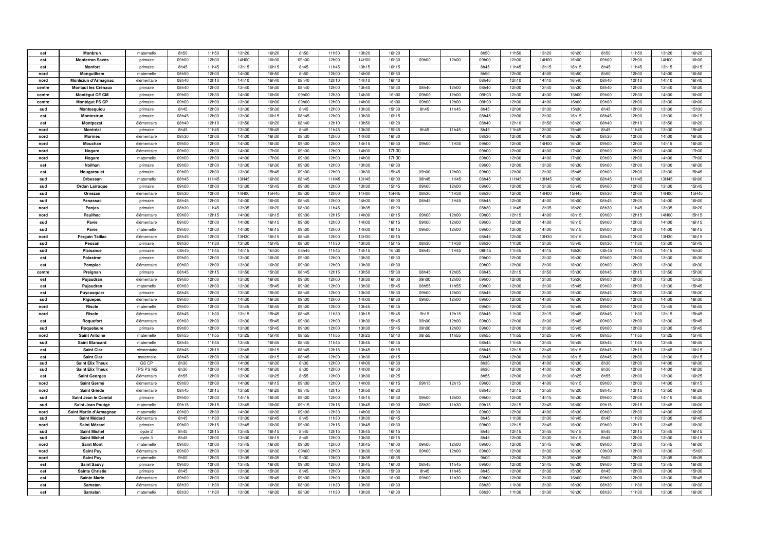| | | | | | | | | | | | | | | | | | | | | | | |
|---|---|---|---|---|---|---|---|---|---|---|---|---|---|---|---|---|---|---|---|---|---|---|
| est | Monbrun | maternelle | 8h50 | 11h50 | 13h20 | 16h20 | 8h50 | 11h50 | 13h20 | 16h20 | | | 8h50 | 11h50 | 13h20 | 16h20 | 8h50 | 11h50 | 13h20 | 16h20 |
| est | Monferran Savès | primaire | 09h00 | 12h00 | 14H00 | 16h30 | 09h00 | 12h00 | 14H00 | 16h30 | 09h00 | 12h00 | 09h00 | 12h00 | 14H00 | 16h00 | 09h00 | 12h00 | 14H00 | 16h00 |
| est | Monfort | primaire | 8h45 | 11h45 | 13h15 | 16h15 | 8h45 | 11h45 | 13h15 | 16h15 | | | 8h45 | 11h45 | 13h15 | 16h15 | 8h45 | 11h45 | 13h15 | 16h15 |
| nord | Monguilhem | maternelle | 08h50 | 12h00 | 14h00 | 16h50 | 8h50 | 12h00 | 14h00 | 16h50 | | | 8h50 | 12h00 | 14h00 | 16h50 | 8h50 | 12h00 | 14h00 | 16h50 |
| nord | Monlézun d'Armagnac | élémentaire | 08h40 | 12h10 | 14h10 | 16h40 | 08h40 | 12h10 | 14h10 | 16h40 | | | 08h40 | 12h10 | 14h10 | 16h40 | 08h40 | 12h10 | 14h10 | 16h40 |
| centre | Montaut les Créneaux | primaire | 08h40 | 12h00 | 13h40 | 15h30 | 08h40 | 12h00 | 13h40 | 15h30 | 08h40 | 12h00 | 08h40 | 12h00 | 13h40 | 15h30 | 08h40 | 12h00 | 13h40 | 15h30 |
| centre | Montégut CE CM | primaire | 09h00 | 12h30 | 14h00 | 16h00 | 09h00 | 12h30 | 14h30 | 16h00 | 09h00 | 12h00 | 09h00 | 12h30 | 14h30 | 16h00 | 09h00 | 12h30 | 14h00 | 16h00 |
| centre | Montégut PS CP | primaire | 09h00 | 12h00 | 13h30 | 16h00 | 09h00 | 12h00 | 14h00 | 16h00 | 09h00 | 12h00 | 09h00 | 12h00 | 14h00 | 16h00 | 09h00 | 12h00 | 13h30 | 16h00 |
| sud | Montesquiou | primaire | 8h45 | 12h00 | 13h30 | 15h30 | 8h45 | 12h00 | 13h30 | 15h30 | 8h45 | 11h45 | 8h45 | 12h00 | 13h30 | 15h30 | 8h45 | 12h00 | 13h30 | 15h30 |
| est | Montestruc | primaire | 08h45 | 12h00 | 13h30 | 16h15 | 08h45 | 12h00 | 13h30 | 16h15 | | | 08h45 | 12h00 | 13h30 | 16h15 | 08h45 | 12h00 | 13h30 | 16h15 |
| est | Montpezat | élémentaire | 08h40 | 12h10 | 13h50 | 16h20 | 08h40 | 12h10 | 13h50 | 16h20 | | | 08h40 | 12h10 | 13h50 | 16h20 | 08h40 | 12h10 | 13h50 | 16h20 |
| nord | Montréal | primaire | 8h45 | 11h45 | 13h30 | 15h45 | 8h45 | 11h45 | 13h30 | 15h45 | 8h45 | 11h45 | 8h45 | 11h45 | 13h30 | 15h45 | 8h45 | 11h45 | 13h30 | 15h45 |
| nord | Mormès | élémentaire | 08h30 | 12h00 | 14h00 | 16h30 | 08h30 | 12h00 | 14h00 | 16h30 | | | 08h30 | 12h00 | 14h00 | 16h30 | 08h30 | 12h00 | 14h00 | 16h30 |
| nord | Mouchan | élémentaire | 09h00 | 12h00 | 14h00 | 16h30 | 09h00 | 12h00 | 14h15 | 16h30 | 09h00 | 11H30 | 09h00 | 12h00 | 14H00 | 16h30 | 09h00 | 12h00 | 14h15 | 16h30 |
| nord | Nogaro | élémentaire | 09h00 | 12h00 | 14h00 | 17h00 | 09h00 | 12h00 | 14h00 | 17h00 | | | 09h00 | 12h00 | 14h00 | 17h00 | 09h00 | 12h00 | 14h00 | 17h00 |
| nord | Nogaro | maternelle | 09h00 | 12h00 | 14h00 | 17h00 | 09h00 | 12h00 | 14h00 | 17h00 | | | 09h00 | 12h00 | 14h00 | 17h00 | 09h00 | 12h00 | 14h00 | 17h00 |
| est | Noilhan | primaire | 09h00 | 12h00 | 13h30 | 16h30 | 09h00 | 12h00 | 13h30 | 16h30 | | | 09h00 | 12h00 | 13h30 | 16h30 | 09h00 | 12h00 | 13h30 | 16h30 |
| est | Nougaroulet | primaire | 09h00 | 12h00 | 13h30 | 15h45 | 09h00 | 12h00 | 13h30 | 15h45 | 09h00 | 12h00 | 09h00 | 12h00 | 13h30 | 15h45 | 09h00 | 12h00 | 13h30 | 15h45 |
| sud | Orbessan | maternelle | 08h45 | 11H45 | 13H45 | 16h00 | 08h45 | 11H45 | 13H45 | 16h00 | 08h45 | 11H45 | 08h45 | 11H45 | 13H45 | 16h00 | 08h45 | 11H45 | 13H45 | 16h00 |
| sud | Ordan Larroque | primaire | 09h00 | 12h00 | 13h30 | 15h45 | 09h00 | 12h00 | 13h30 | 15h45 | 09h00 | 12h00 | 09h00 | 12h00 | 13h30 | 15h45 | 09h00 | 12h00 | 13h30 | 15h45 |
| sud | Ornézan | élémentaire | 08h30 | 12h00 | 14H00 | 15H45 | 08h30 | 12h00 | 14H00 | 15H45 | 08h30 | 11H30 | 08h30 | 12h00 | 14H00 | 15H45 | 08h30 | 12h00 | 14H00 | 15H45 |
| sud | Panassac | primaire | 08h45 | 12h00 | 14h00 | 16h00 | 08h45 | 12h00 | 14h00 | 16h00 | 08h45 | 11H45 | 08h45 | 12h00 | 14h00 | 16h00 | 08h45 | 12h00 | 14h00 | 16h00 |
| nord | Panjas | primaire | 08h30 | 11h45 | 13h35 | 16h20 | 08h30 | 11h45 | 13h35 | 16h20 | | | 08h30 | 11h45 | 13h35 | 16h20 | 08h30 | 11h45 | 13h35 | 16h20 |
| nord | Pauilhac | élémentaire | 09h00 | 12h15 | 14h00 | 16h15 | 09h00 | 12h15 | 14h00 | 16h15 | 09h00 | 12h00 | 09h00 | 12h15 | 14h00 | 16h15 | 09h00 | 12h15 | 14H00 | 15h15 |
| sud | Pavie | élémentaire | 09h00 | 12h00 | 14h00 | 16h15 | 09h00 | 12h00 | 14h00 | 16h15 | 09h00 | 12h00 | 09h00 | 12h00 | 14h00 | 16h15 | 09h00 | 12h00 | 14h00 | 16h15 |
| sud | Pavie | maternelle | 09h00 | 12h00 | 14h00 | 16h15 | 09h00 | 12h00 | 14h00 | 16h15 | 09h00 | 12h00 | 09h00 | 12h00 | 14h00 | 16h15 | 09h00 | 12h00 | 14h00 | 16h15 |
| nord | Pergain Taillac | élémentaire | 08h45 | 12h00 | 13H30 | 16h15 | 08h45 | 12h00 | 13H30 | 16h15 | | | 08h45 | 12h00 | 13H30 | 16h15 | 08h45 | 12h00 | 13H30 | 16h15 |
| sud | Pessan | primaire | 08h30 | 11h30 | 13h30 | 15h45 | 08h30 | 11h30 | 13h30 | 15h45 | 08h30 | 11H30 | 08h30 | 11h30 | 13h30 | 15h45 | 08h30 | 11h30 | 13h30 | 15h45 |
| sud | Plaisance | primaire | 08h45 | 11h45 | 14h15 | 16h30 | 08h45 | 11h45 | 14h15 | 16h30 | 08h45 | 11H45 | 08h45 | 11h45 | 14h15 | 16h30 | 08h45 | 11h45 | 14h15 | 16h30 |
| est | Polastron | primaire | 09h00 | 12h00 | 13h30 | 16h30 | 09h00 | 12h00 | 13h30 | 16h30 | | | 09h00 | 12h00 | 13h30 | 16h30 | 09h00 | 12h00 | 13h30 | 16h30 |
| est | Pompiac | élémentaire | 09h00 | 12h00 | 13h30 | 16h30 | 09h00 | 12h00 | 13h30 | 16h30 | | | 09h00 | 12h00 | 13h30 | 16h30 | 09h00 | 12h00 | 13h30 | 16h30 |
| centre | Preignan | primaire | 08h45 | 12h15 | 13h50 | 15h30 | 08h45 | 12h15 | 13h50 | 15h30 | 08h45 | 12h05 | 08h45 | 12h15 | 13h50 | 15h30 | 08h45 | 12h15 | 13h50 | 15h30 |
| est | Pujaudran | élémentaire | 09h00 | 12h00 | 13h30 | 16h00 | 09h00 | 12h00 | 13h30 | 16h00 | 09h00 | 12h00 | 09h00 | 12h00 | 13h30 | 15h30 | 09h00 | 12h00 | 13h30 | 15h30 |
| est | Pujaudran | maternelle | 09h00 | 12h00 | 13h30 | 15h45 | 09h00 | 12h00 | 13h30 | 15h45 | 08h55 | 11h55 | 09h00 | 12h00 | 13h30 | 15h45 | 09h00 | 12h00 | 13h30 | 15h45 |
| est | Puycasquier | primaire | 08h45 | 12h00 | 13h30 | 15h30 | 08h45 | 12h00 | 13h30 | 15h30 | 09h00 | 12h00 | 08h45 | 12h00 | 13h30 | 15h30 | 08h45 | 12h00 | 13h30 | 15h30 |
| sud | Riguepeu | élémentaire | 09h00 | 12h00 | 14h30 | 16h30 | 09h00 | 12h00 | 14h00 | 16h30 | 09h00 | 12h00 | 09h00 | 12h00 | 14h00 | 16h30 | 09h00 | 12h00 | 14h30 | 16h30 |
| nord | Riscle | maternelle | 09h00 | 12h00 | 13h45 | 16h45 | 09h00 | 12h00 | 13h45 | 16h45 | | | 09h00 | 12h00 | 13h45 | 16h45 | 09h00 | 12h00 | 13h45 | 16h45 |
| nord | Riscle | élémentaire | 08h45 | 11h30 | 13h15 | 15h45 | 08h45 | 11h30 | 13h15 | 15h45 | 9h15 | 12h15 | 08h45 | 11h30 | 13h15 | 15h45 | 08h45 | 11h30 | 13h15 | 15h45 |
| est | Roquefort | élémentaire | 09h00 | 12h00 | 13h30 | 15h45 | 09h00 | 12h00 | 13h30 | 15h45 | 09h00 | 12h00 | 09h00 | 12h00 | 13h30 | 15h45 | 09h00 | 12h00 | 13h30 | 15h45 |
| sud | Roquelaure | primaire | 09h00 | 12h00 | 13h30 | 15h45 | 09h00 | 12h00 | 13h30 | 15h45 | 09h00 | 12h00 | 09h00 | 12h00 | 13h30 | 15h45 | 09h00 | 12h00 | 13h30 | 15h45 |
| nord | Saint Antoine | maternelle | 08h55 | 11h55 | 13h25 | 15h40 | 08h55 | 11h55 | 13h25 | 15h40 | 08h55 | 11h55 | 08h55 | 11h55 | 13h25 | 15h40 | 08h55 | 11h55 | 13h25 | 15h40 |
| sud | Saint Blancard | maternelle | 08h45 | 11h45 | 13h45 | 16h45 | 08h45 | 11h45 | 13h45 | 16h45 | | | 08h45 | 11h45 | 13h45 | 16h45 | 08h45 | 11h45 | 13h45 | 16h45 |
| est | Saint Clar | élémentaire | 08h45 | 12h15 | 13h45 | 16h15 | 08h45 | 12h15 | 13h45 | 16h15 | | | 08h45 | 12h15 | 13h45 | 16h15 | 08h45 | 12h15 | 13h45 | 16h15 |
| est | Saint Clar | maternelle | 08h45 | 12h00 | 13h30 | 16h15 | 08h45 | 12h00 | 13h30 | 16h15 | | | 08h45 | 12h00 | 13h30 | 16h15 | 08h45 | 12h00 | 13h30 | 16h15 |
| sud | Saint Elix Theux | GS CP | 8h30 | 12h00 | 14h00 | 16h30 | 8h30 | 12h00 | 14h00 | 16h30 | | | 8h30 | 12h00 | 14h00 | 16h30 | 8h30 | 12h00 | 14h00 | 16h30 |
| sud | Saint Elix Theux | TPS PS MS | 8h30 | 12h00 | 14h00 | 16h30 | 8h30 | 12h00 | 14h00 | 16h30 | | | 8h30 | 12h00 | 14h00 | 16h30 | 8h30 | 12h00 | 14h00 | 16h30 |
| est | Saint Georges | élémentaire | 8h55 | 12h00 | 13h30 | 16h25 | 8h55 | 12h00 | 13h30 | 16h25 | | | 8h55 | 12h00 | 13h30 | 16h25 | 8h55 | 12h00 | 13h30 | 16h25 |
| nord | Saint Germé | élémentaire | 09h00 | 12h00 | 14h00 | 16h15 | 09h00 | 12h00 | 14h00 | 16h15 | 09h15 | 12h15 | 09h00 | 12h00 | 14h00 | 16h15 | 09h00 | 12h00 | 14h00 | 16h15 |
| nord | Saint Griède | élémentaire | 08h45 | 12h15 | 13h50 | 16h20 | 08h45 | 12h15 | 13h50 | 16h20 | | | 08h45 | 12h15 | 13h50 | 16h20 | 08h45 | 12h15 | 13h50 | 16h20 |
| sud | Saint Jean le Comtal | primaire | 09h00 | 12h00 | 14h15 | 16h30 | 09h00 | 12h00 | 14h15 | 16h30 | 09h00 | 12h00 | 09h00 | 12h00 | 14h15 | 16h30 | 09h00 | 12h00 | 14h15 | 16h30 |
| sud | Saint Jean Poutge | maternelle | 09h15 | 12h15 | 13h45 | 16h00 | 09h15 | 12h15 | 13h45 | 16h00 | 08h30 | 11h30 | 09h15 | 12h15 | 13h45 | 16h00 | 09h15 | 12h15 | 13h45 | 16h00 |
| nord | Saint Martin d'Armagnac | maternelle | 09h00 | 12h30 | 14h00 | 16h30 | 09h00 | 12h30 | 14h00 | 16h30 | | | 09h00 | 12h30 | 14h00 | 16h30 | 09h00 | 12h30 | 14h00 | 16h30 |
| sud | Saint Médard | élémentaire | 8h45 | 11h30 | 13h30 | 16h45 | 8h45 | 11h30 | 13h30 | 16h45 | | | 8h45 | 11h30 | 13h30 | 16h45 | 8h45 | 11h30 | 13h30 | 16h45 |
| nord | Saint Mézard | primaire | 09h00 | 12h15 | 13h45 | 16h30 | 09h00 | 12h15 | 13h45 | 16h30 | | | 09h00 | 12h15 | 13h45 | 16h30 | 09h00 | 12h15 | 13h45 | 16h30 |
| sud | Saint Michel | cycle 2 | 8h45 | 12h15 | 13h45 | 16h15 | 8h45 | 12h15 | 13h45 | 16h15 | | | 8h45 | 12h15 | 13h45 | 16h15 | 8h45 | 12h15 | 13h45 | 16h15 |
| sud | Saint Michel | cycle 3 | 8h45 | 12h00 | 13h30 | 16h15 | 8h45 | 12h00 | 13h30 | 16h15 | | | 8h45 | 12h00 | 13h30 | 16h15 | 8h45 | 12h00 | 13h30 | 16h15 |
| nord | Saint Mont | maternelle | 09h00 | 12h00 | 13h45 | 16h00 | 09h00 | 12h00 | 13h45 | 16h00 | 09h00 | 12h00 | 09h00 | 12h00 | 13h45 | 16h00 | 09h00 | 12h00 | 13h45 | 16h00 |
| nord | Saint Puy | élémentaire | 09h00 | 12h00 | 13h30 | 16h30 | 09h00 | 12h00 | 13h30 | 15h00 | 09h00 | 12h00 | 09h00 | 12h00 | 13h30 | 16h30 | 09h00 | 12h00 | 13h30 | 15h00 |
| nord | Saint Puy | maternelle | 9h00 | 12h00 | 13h35 | 16h35 | 9h00 | 12h00 | 13h35 | 16h35 | | | 9h00 | 12h00 | 13h35 | 16h35 | 9h00 | 12h00 | 13h35 | 16h35 |
| est | Saint Sauvy | primaire | 09h00 | 12h00 | 13h45 | 16h00 | 09h00 | 12h00 | 13h45 | 16h00 | 08h45 | 11h45 | 09h00 | 12h00 | 13h45 | 16h00 | 09h00 | 12h00 | 13h45 | 16h00 |
| est | Sainte Christie | primaire | 8h45 | 12h00 | 13h30 | 15h30 | 8h45 | 12h00 | 13h30 | 15h30 | 8h45 | 11h45 | 8h45 | 12h00 | 13h30 | 15h30 | 8h45 | 12h00 | 13h30 | 15h30 |
| est | Sainte Marie | élémentaire | 09h00 | 12h00 | 13h30 | 15h45 | 09h00 | 12h00 | 13h30 | 16h00 | 09h00 | 11h30 | 09h00 | 12h00 | 13h30 | 16h00 | 09h00 | 12h00 | 13h30 | 15h45 |
| est | Samatan | élémentaire | 08h30 | 11h30 | 13h30 | 16h30 | 08h30 | 11h30 | 13h30 | 16h30 | | | 08h30 | 11h30 | 13h30 | 16h30 | 08h30 | 11h30 | 13h30 | 16h30 |
| est | Samatan | maternelle | 08h30 | 11h30 | 13h30 | 16h30 | 08h30 | 11h30 | 13h30 | 16h30 | | | 08h30 | 11h30 | 13h30 | 16h30 | 08h30 | 11h30 | 13h30 | 16h30 |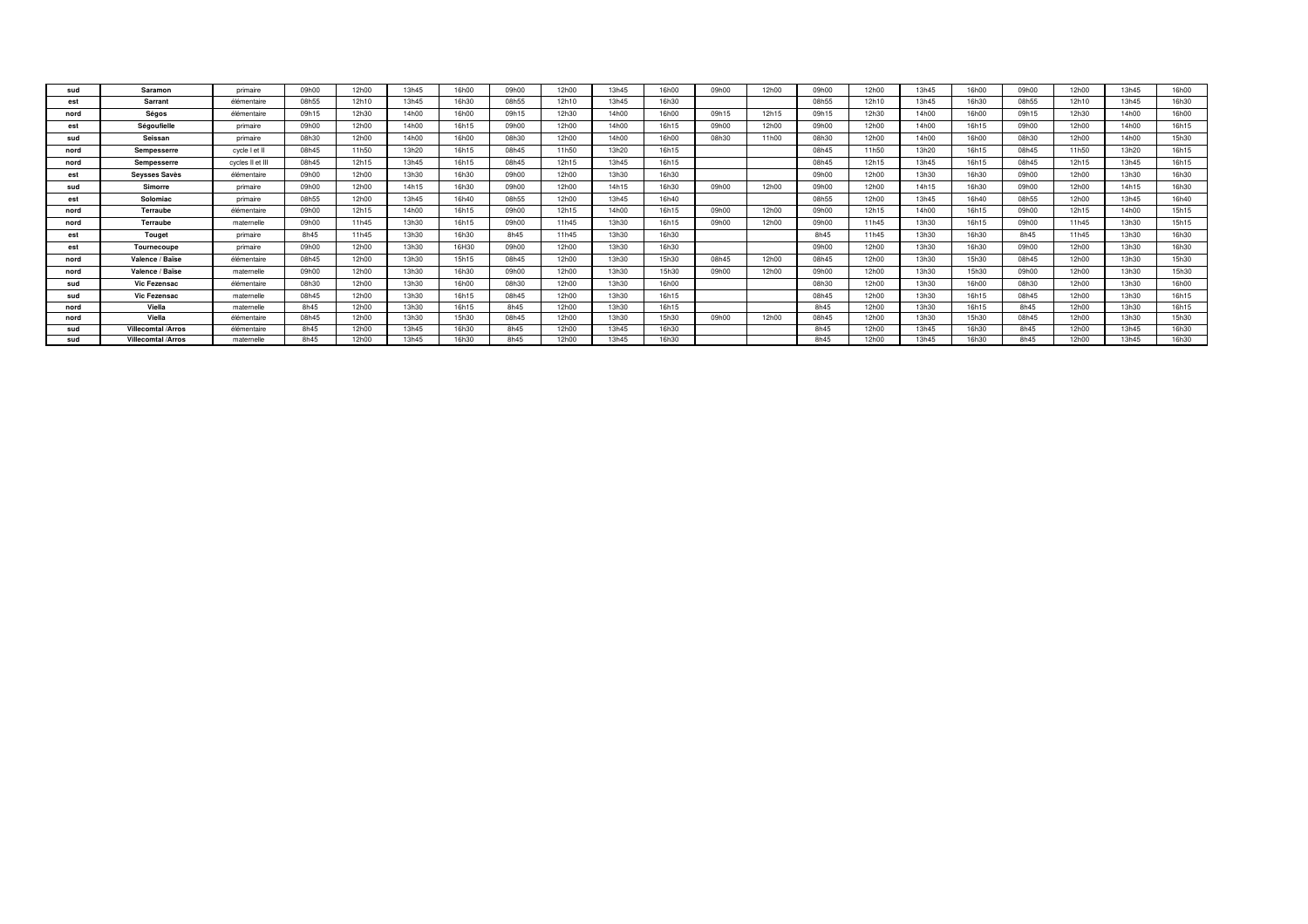| | | | | | | | | | | | | | | | | | | | | | |
|---|---|---|---|---|---|---|---|---|---|---|---|---|---|---|---|---|---|---|---|---|---|
| sud | Saramon | primaire | 09h00 | 12h00 | 13h45 | 16h00 | 09h00 | 12h00 | 13h45 | 16h00 | 09h00 | 12h00 | 09h00 | 12h00 | 13h45 | 16h00 | 09h00 | 12h00 | 13h45 | 16h00 |
| est | Sarrant | élémentaire | 08h55 | 12h10 | 13h45 | 16h30 | 08h55 | 12h10 | 13h45 | 16h30 | | | 08h55 | 12h10 | 13h45 | 16h30 | 08h55 | 12h10 | 13h45 | 16h30 |
| nord | Ségos | élémentaire | 09h15 | 12h30 | 14h00 | 16h00 | 09h15 | 12h30 | 14h00 | 16h00 | 09h15 | 12h15 | 09h15 | 12h30 | 14h00 | 16h00 | 09h15 | 12h30 | 14h00 | 16h00 |
| est | Ségoufielle | primaire | 09h00 | 12h00 | 14h00 | 16h15 | 09h00 | 12h00 | 14h00 | 16h15 | 09h00 | 12h00 | 09h00 | 12h00 | 14h00 | 16h15 | 09h00 | 12h00 | 14h00 | 16h15 |
| sud | Seissan | primaire | 08h30 | 12h00 | 14h00 | 16h00 | 08h30 | 12h00 | 14h00 | 16h00 | 08h30 | 11h00 | 08h30 | 12h00 | 14h00 | 16h00 | 08h30 | 12h00 | 14h00 | 15h30 |
| nord | Sempesserre | cycle I et II | 08h45 | 11h50 | 13h20 | 16h15 | 08h45 | 11h50 | 13h20 | 16h15 | | | 08h45 | 11h50 | 13h20 | 16h15 | 08h45 | 11h50 | 13h20 | 16h15 |
| nord | Sempesserre | cycles II et III | 08h45 | 12h15 | 13h45 | 16h15 | 08h45 | 12h15 | 13h45 | 16h15 | | | 08h45 | 12h15 | 13h45 | 16h15 | 08h45 | 12h15 | 13h45 | 16h15 |
| est | Seysses Savès | élémentaire | 09h00 | 12h00 | 13h30 | 16h30 | 09h00 | 12h00 | 13h30 | 16h30 | | | 09h00 | 12h00 | 13h30 | 16h30 | 09h00 | 12h00 | 13h30 | 16h30 |
| sud | Simorre | primaire | 09h00 | 12h00 | 14h15 | 16h30 | 09h00 | 12h00 | 14h15 | 16h30 | 09h00 | 12h00 | 09h00 | 12h00 | 14h15 | 16h30 | 09h00 | 12h00 | 14h15 | 16h30 |
| est | Solomiac | primaire | 08h55 | 12h00 | 13h45 | 16h40 | 08h55 | 12h00 | 13h45 | 16h40 | | | 08h55 | 12h00 | 13h45 | 16h40 | 08h55 | 12h00 | 13h45 | 16h40 |
| nord | Terraube | élémentaire | 09h00 | 12h15 | 14h00 | 16h15 | 09h00 | 12h15 | 14h00 | 16h15 | 09h00 | 12h00 | 09h00 | 12h15 | 14h00 | 16h15 | 09h00 | 12h15 | 14h00 | 15h15 |
| nord | Terraube | maternelle | 09h00 | 11h45 | 13h30 | 16h15 | 09h00 | 11h45 | 13h30 | 16h15 | 09h00 | 12h00 | 09h00 | 11h45 | 13h30 | 16h15 | 09h00 | 11h45 | 13h30 | 15h15 |
| est | Touget | primaire | 8h45 | 11h45 | 13h30 | 16h30 | 8h45 | 11h45 | 13h30 | 16h30 | | | 8h45 | 11h45 | 13h30 | 16h30 | 8h45 | 11h45 | 13h30 | 16h30 |
| est | Tournecoupe | primaire | 09h00 | 12h00 | 13h30 | 16H30 | 09h00 | 12h00 | 13h30 | 16h30 | | | 09h00 | 12h00 | 13h30 | 16h30 | 09h00 | 12h00 | 13h30 | 16h30 |
| nord | Valence / Baïse | élémentaire | 08h45 | 12h00 | 13h30 | 15h15 | 08h45 | 12h00 | 13h30 | 15h30 | 08h45 | 12h00 | 08h45 | 12h00 | 13h30 | 15h30 | 08h45 | 12h00 | 13h30 | 15h30 |
| nord | Valence / Baïse | maternelle | 09h00 | 12h00 | 13h30 | 16h30 | 09h00 | 12h00 | 13h30 | 15h30 | 09h00 | 12h00 | 09h00 | 12h00 | 13h30 | 15h30 | 09h00 | 12h00 | 13h30 | 15h30 |
| sud | Vic Fezensac | élémentaire | 08h30 | 12h00 | 13h30 | 16h00 | 08h30 | 12h00 | 13h30 | 16h00 | | | 08h30 | 12h00 | 13h30 | 16h00 | 08h30 | 12h00 | 13h30 | 16h00 |
| sud | Vic Fezensac | maternelle | 08h45 | 12h00 | 13h30 | 16h15 | 08h45 | 12h00 | 13h30 | 16h15 | | | 08h45 | 12h00 | 13h30 | 16h15 | 08h45 | 12h00 | 13h30 | 16h15 |
| nord | Viella | maternelle | 8h45 | 12h00 | 13h30 | 16h15 | 8h45 | 12h00 | 13h30 | 16h15 | | | 8h45 | 12h00 | 13h30 | 16h15 | 8h45 | 12h00 | 13h30 | 16h15 |
| nord | Viella | élémentaire | 08h45 | 12h00 | 13h30 | 15h30 | 08h45 | 12h00 | 13h30 | 15h30 | 09h00 | 12h00 | 08h45 | 12h00 | 13h30 | 15h30 | 08h45 | 12h00 | 13h30 | 15h30 |
| sud | Villecomtal /Arros | élémentaire | 8h45 | 12h00 | 13h45 | 16h30 | 8h45 | 12h00 | 13h45 | 16h30 | | | 8h45 | 12h00 | 13h45 | 16h30 | 8h45 | 12h00 | 13h45 | 16h30 |
| sud | Villecomtal /Arros | maternelle | 8h45 | 12h00 | 13h45 | 16h30 | 8h45 | 12h00 | 13h45 | 16h30 | | | 8h45 | 12h00 | 13h45 | 16h30 | 8h45 | 12h00 | 13h45 | 16h30 |